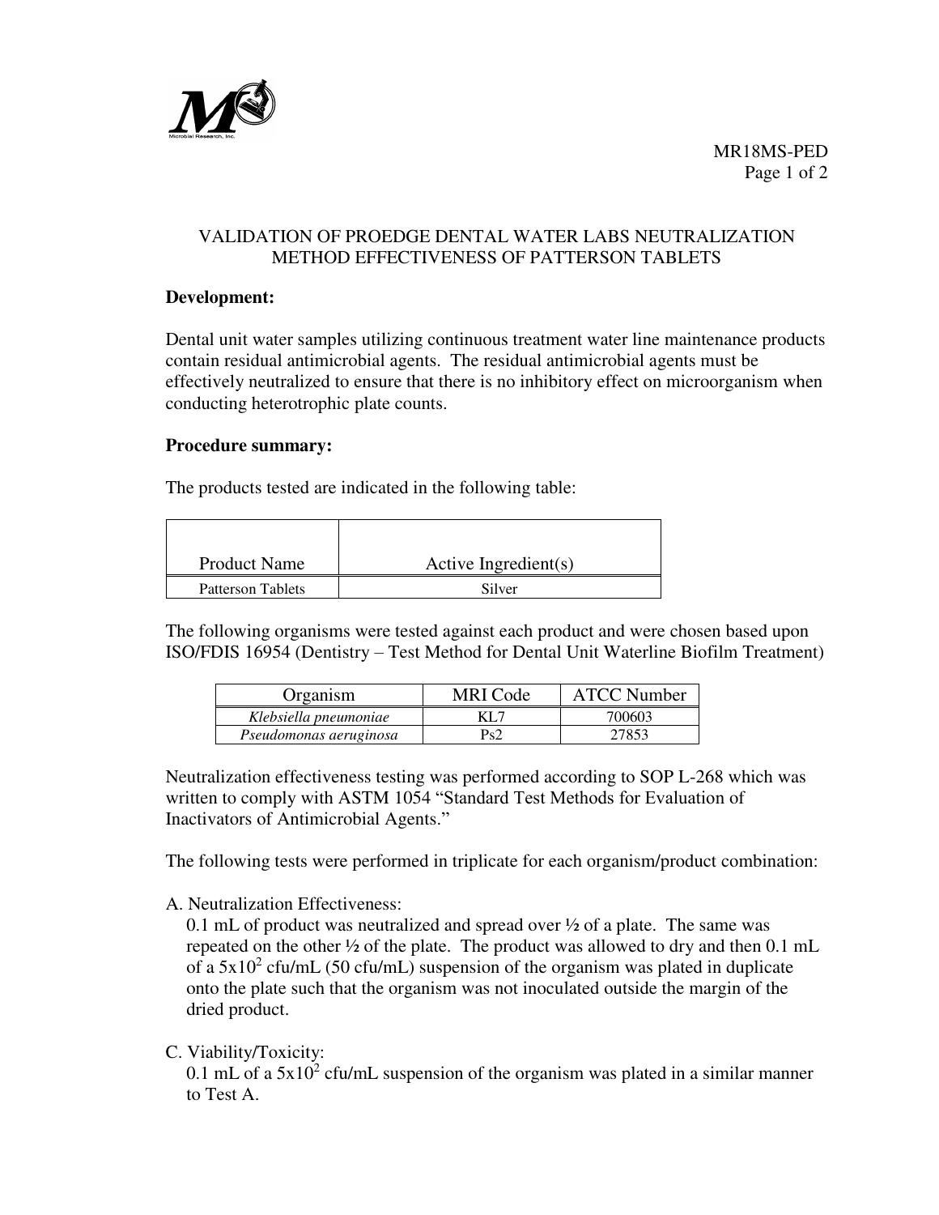MR18MS-PED

# VALIDATION OF PROEDGE DENTAL WATER LABS NEUTRALIZATION METHOD EFFECTIVENESS OF PATTERSON TABLETS

**Development:**

Dental unit water samples utilizing continuous treatment water line maintenance products contain residual antimicrobial agents. The residual antimicrobial agents must be effectively neutralized to ensure that there is no inhibitory effect on microorganism when conducting heterotrophic plate counts.

**Procedure summary:**

The products tested are indicated in the following table:

| Product Name | Active Ingredient(s) |
|---|---|
| Patterson Tablets | Silver |

The following organisms were tested against each product and were chosen based upon ISO/FDIS 16954 (Dentistry – Test Method for Dental Unit Waterline Biofilm Treatment)

| Organism | MRI Code | ATCC Number |
|---|---|---|
| *Klebsiella pneumoniae* | KL7 | 700603 |
| *Pseudomonas aeruginosa* | Ps2 | 27853 |

Neutralization effectiveness testing was performed according to SOP L-268 which was written to comply with ASTM 1054 "Standard Test Methods for Evaluation of Inactivators of Antimicrobial Agents."

The following tests were performed in triplicate for each organism/product combination:

A. Neutralization Effectiveness:
   0.1 mL of product was neutralized and spread over ½ of a plate. The same was repeated on the other ½ of the plate. The product was allowed to dry and then 0.1 mL of a $5x10^2$ cfu/mL (50 cfu/mL) suspension of the organism was plated in duplicate onto the plate such that the organism was not inoculated outside the margin of the dried product.

C. Viability/Toxicity:
   0.1 mL of a $5x10^2$ cfu/mL suspension of the organism was plated in a similar manner to Test A.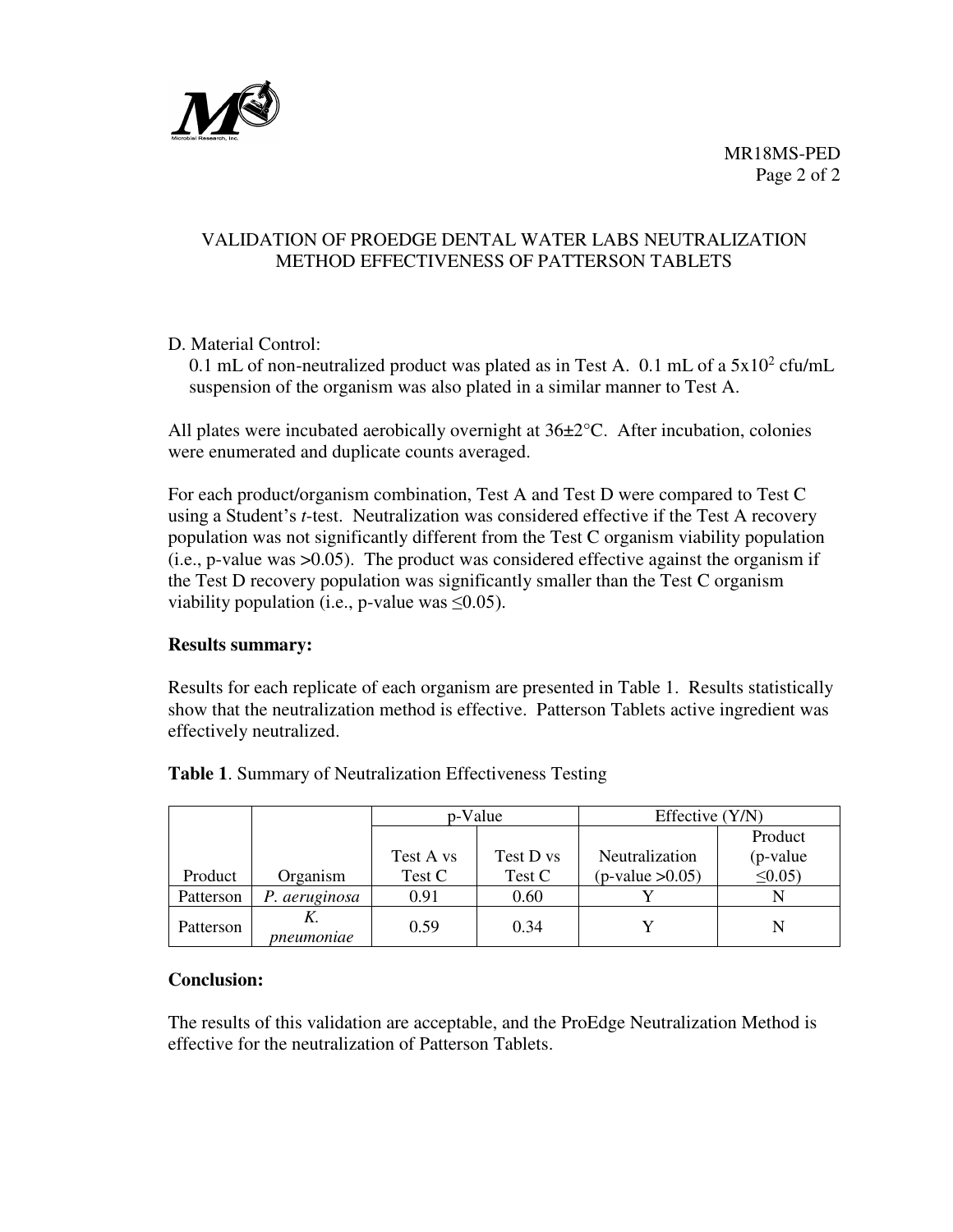MR18MS-PED

# VALIDATION OF PROEDGE DENTAL WATER LABS NEUTRALIZATION METHOD EFFECTIVENESS OF PATTERSON TABLETS

D. Material Control:
0.1 mL of non-neutralized product was plated as in Test A. 0.1 mL of a $5x10^2$ cfu/mL suspension of the organism was also plated in a similar manner to Test A.

All plates were incubated aerobically overnight at 36±2°C. After incubation, colonies were enumerated and duplicate counts averaged.

For each product/organism combination, Test A and Test D were compared to Test C using a Student's *t*-test. Neutralization was considered effective if the Test A recovery population was not significantly different from the Test C organism viability population (i.e., p-value was >0.05). The product was considered effective against the organism if the Test D recovery population was significantly smaller than the Test C organism viability population (i.e., p-value was ≤0.05).

**Results summary:**

Results for each replicate of each organism are presented in Table 1. Results statistically show that the neutralization method is effective. Patterson Tablets active ingredient was effectively neutralized.

**Table 1**. Summary of Neutralization Effectiveness Testing

| | | p-Value | | Effective (Y/N) | |
|---|---|---|---|---|---|
| Product | Organism | Test A vs Test C | Test D vs Test C | Neutralization (p-value >0.05) | Product (p-value ≤0.05) |
| Patterson | *P. aeruginosa* | 0.91 | 0.60 | Y | N |
| Patterson | *K. pneumoniae* | 0.59 | 0.34 | Y | N |

**Conclusion:**

The results of this validation are acceptable, and the ProEdge Neutralization Method is effective for the neutralization of Patterson Tablets.